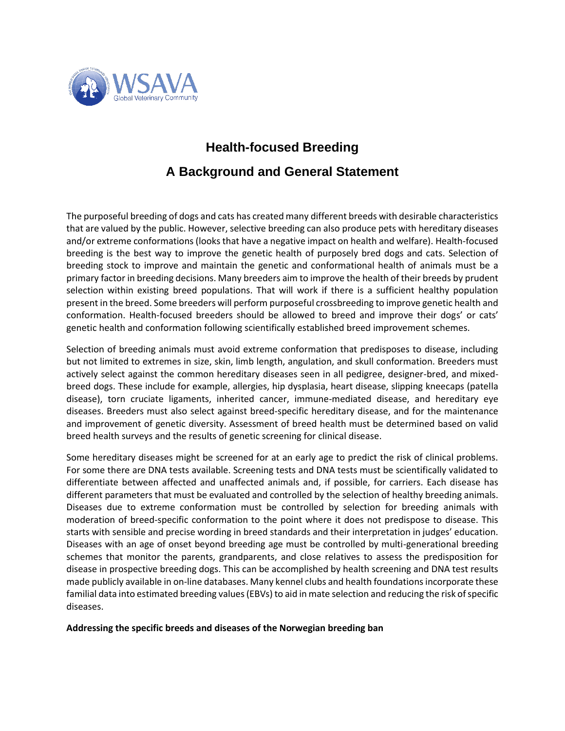# Health-focused Breeding

## A Background and General Statement

The purposeful breeding of dogs and cats has created many different breeds with desirable characteristics that are valued by the public. However, selective breeding can also produce pets with hereditary diseases and/or extreme conformations (looks that have a negative impact on health and welfare). Health-focused breeding is the best way to improve the genetic health of purposely bred dogs and cats. Selection of breeding stock to improve and maintain the genetic and conformational health of animals must be a primary factor in breeding decisions. Many breeders aim to improve the health of their breeds by prudent selection within existing breed populations. That will work if there is a sufficient healthy population present in the breed. Some breeders will perform purposeful crossbreeding to improve genetic health and conformation. Health-focused breeders should be allowed to breed and improve their dogs' or cats' genetic health and conformation following scientifically established breed improvement schemes.

Selection of breeding animals must avoid extreme conformation that predisposes to disease, including but not limited to extremes in size, skin, limb length, angulation, and skull conformation. Breeders must actively select against the common hereditary diseases seen in all pedigree, designer-bred, and mixed-breed dogs. These include for example, allergies, hip dysplasia, heart disease, slipping kneecaps (patella disease), torn cruciate ligaments, inherited cancer, immune-mediated disease, and hereditary eye diseases. Breeders must also select against breed-specific hereditary disease, and for the maintenance and improvement of genetic diversity. Assessment of breed health must be determined based on valid breed health surveys and the results of genetic screening for clinical disease.

Some hereditary diseases might be screened for at an early age to predict the risk of clinical problems. For some there are DNA tests available. Screening tests and DNA tests must be scientifically validated to differentiate between affected and unaffected animals and, if possible, for carriers. Each disease has different parameters that must be evaluated and controlled by the selection of healthy breeding animals. Diseases due to extreme conformation must be controlled by selection for breeding animals with moderation of breed-specific conformation to the point where it does not predispose to disease. This starts with sensible and precise wording in breed standards and their interpretation in judges' education. Diseases with an age of onset beyond breeding age must be controlled by multi-generational breeding schemes that monitor the parents, grandparents, and close relatives to assess the predisposition for disease in prospective breeding dogs. This can be accomplished by health screening and DNA test results made publicly available in on-line databases. Many kennel clubs and health foundations incorporate these familial data into estimated breeding values (EBVs) to aid in mate selection and reducing the risk of specific diseases.

**Addressing the specific breeds and diseases of the Norwegian breeding ban**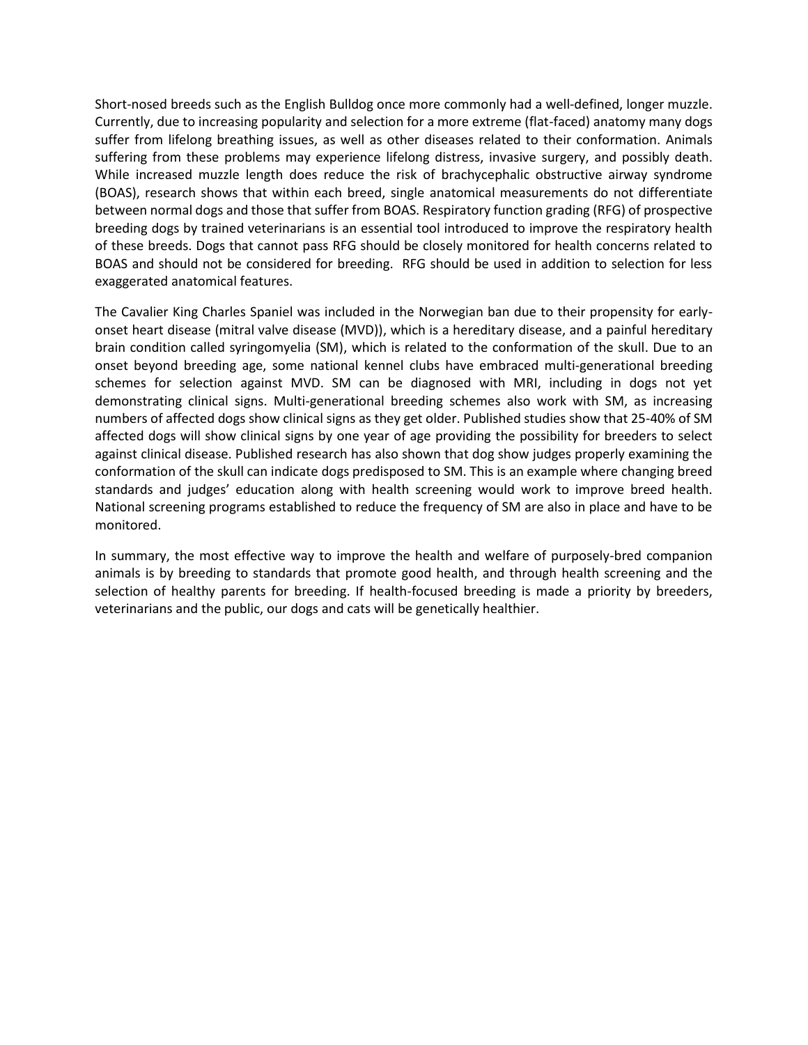Short-nosed breeds such as the English Bulldog once more commonly had a well-defined, longer muzzle. Currently, due to increasing popularity and selection for a more extreme (flat-faced) anatomy many dogs suffer from lifelong breathing issues, as well as other diseases related to their conformation. Animals suffering from these problems may experience lifelong distress, invasive surgery, and possibly death. While increased muzzle length does reduce the risk of brachycephalic obstructive airway syndrome (BOAS), research shows that within each breed, single anatomical measurements do not differentiate between normal dogs and those that suffer from BOAS. Respiratory function grading (RFG) of prospective breeding dogs by trained veterinarians is an essential tool introduced to improve the respiratory health of these breeds. Dogs that cannot pass RFG should be closely monitored for health concerns related to BOAS and should not be considered for breeding. RFG should be used in addition to selection for less exaggerated anatomical features.

The Cavalier King Charles Spaniel was included in the Norwegian ban due to their propensity for early-onset heart disease (mitral valve disease (MVD)), which is a hereditary disease, and a painful hereditary brain condition called syringomyelia (SM), which is related to the conformation of the skull. Due to an onset beyond breeding age, some national kennel clubs have embraced multi-generational breeding schemes for selection against MVD. SM can be diagnosed with MRI, including in dogs not yet demonstrating clinical signs. Multi-generational breeding schemes also work with SM, as increasing numbers of affected dogs show clinical signs as they get older. Published studies show that 25-40% of SM affected dogs will show clinical signs by one year of age providing the possibility for breeders to select against clinical disease. Published research has also shown that dog show judges properly examining the conformation of the skull can indicate dogs predisposed to SM. This is an example where changing breed standards and judges' education along with health screening would work to improve breed health. National screening programs established to reduce the frequency of SM are also in place and have to be monitored.

In summary, the most effective way to improve the health and welfare of purposely-bred companion animals is by breeding to standards that promote good health, and through health screening and the selection of healthy parents for breeding. If health-focused breeding is made a priority by breeders, veterinarians and the public, our dogs and cats will be genetically healthier.